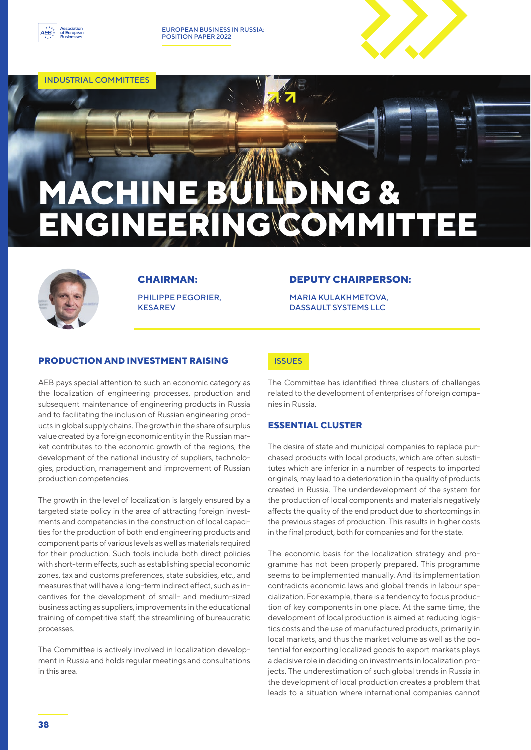INDUSTRIAL COMMITTEES

# MACHINE BUILDING & ENGINEERING COMMITTEE

**CHAIRMAN:**

PHILIPPE PEGORIER, KESAREV

**DEPUTY CHAIRPERSON:**

MARIA KULAKHMETOVA, DASSAULT SYSTEMS LLC

## PRODUCTION AND INVESTMENT RAISING

AEB pays special attention to such an economic category as the localization of engineering processes, production and subsequent maintenance of engineering products in Russia and to facilitating the inclusion of Russian engineering products in global supply chains. The growth in the share of surplus value created by a foreign economic entity in the Russian market contributes to the economic growth of the regions, the development of the national industry of suppliers, technologies, production, management and improvement of Russian production competencies.

The growth in the level of localization is largely ensured by a targeted state policy in the area of attracting foreign investments and competencies in the construction of local capacities for the production of both end engineering products and component parts of various levels as well as materials required for their production. Such tools include both direct policies with short-term effects, such as establishing special economic zones, tax and customs preferences, state subsidies, etc., and measures that will have a long-term indirect effect, such as incentives for the development of small- and medium-sized business acting as suppliers, improvements in the educational training of competitive staff, the streamlining of bureaucratic processes.

The Committee is actively involved in localization development in Russia and holds regular meetings and consultations in this area.

## ISSUES

The Committee has identified three clusters of challenges related to the development of enterprises of foreign companies in Russia.

### ESSENTIAL CLUSTER

The desire of state and municipal companies to replace purchased products with local products, which are often substitutes which are inferior in a number of respects to imported originals, may lead to a deterioration in the quality of products created in Russia. The underdevelopment of the system for the production of local components and materials negatively affects the quality of the end product due to shortcomings in the previous stages of production. This results in higher costs in the final product, both for companies and for the state.

The economic basis for the localization strategy and programme has not been properly prepared. This programme seems to be implemented manually. And its implementation contradicts economic laws and global trends in labour specialization. For example, there is a tendency to focus production of key components in one place. At the same time, the development of local production is aimed at reducing logistics costs and the use of manufactured products, primarily in local markets, and thus the market volume as well as the potential for exporting localized goods to export markets plays a decisive role in deciding on investments in localization projects. The underestimation of such global trends in Russia in the development of local production creates a problem that leads to a situation where international companies cannot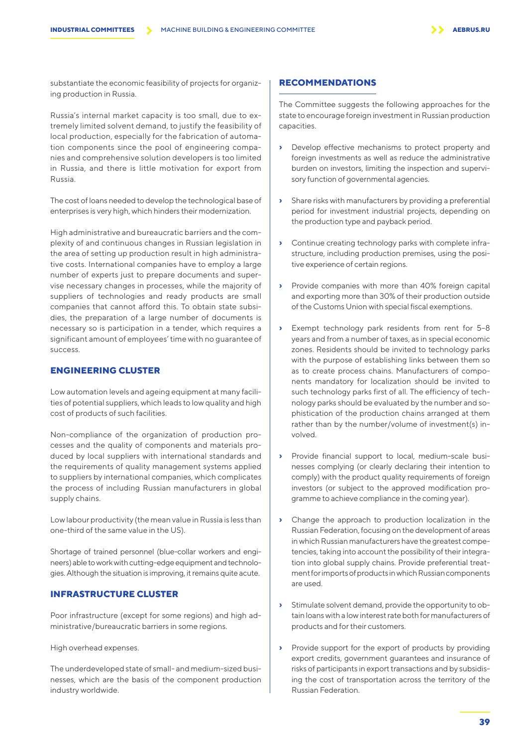substantiate the economic feasibility of projects for organizing production in Russia.

Russia's internal market capacity is too small, due to extremely limited solvent demand, to justify the feasibility of local production, especially for the fabrication of automation components since the pool of engineering companies and comprehensive solution developers is too limited in Russia, and there is little motivation for export from Russia.

The cost of loans needed to develop the technological base of enterprises is very high, which hinders their modernization.

High administrative and bureaucratic barriers and the complexity of and continuous changes in Russian legislation in the area of setting up production result in high administrative costs. International companies have to employ a large number of experts just to prepare documents and supervise necessary changes in processes, while the majority of suppliers of technologies and ready products are small companies that cannot afford this. To obtain state subsidies, the preparation of a large number of documents is necessary so is participation in a tender, which requires a significant amount of employees' time with no guarantee of success.

## ENGINEERING CLUSTER

Low automation levels and ageing equipment at many facilities of potential suppliers, which leads to low quality and high cost of products of such facilities.

Non-compliance of the organization of production processes and the quality of components and materials produced by local suppliers with international standards and the requirements of quality management systems applied to suppliers by international companies, which complicates the process of including Russian manufacturers in global supply chains.

Low labour productivity (the mean value in Russia is less than one-third of the same value in the US).

Shortage of trained personnel (blue-collar workers and engineers) able to work with cutting-edge equipment and technologies. Although the situation is improving, it remains quite acute.

## INFRASTRUCTURE CLUSTER

Poor infrastructure (except for some regions) and high administrative/bureaucratic barriers in some regions.

High overhead expenses.

The underdeveloped state of small- and medium-sized businesses, which are the basis of the component production industry worldwide.

## RECOMMENDATIONS

The Committee suggests the following approaches for the state to encourage foreign investment in Russian production capacities.

- Develop effective mechanisms to protect property and foreign investments as well as reduce the administrative burden on investors, limiting the inspection and supervisory function of governmental agencies.
- Share risks with manufacturers by providing a preferential period for investment industrial projects, depending on the production type and payback period.
- Continue creating technology parks with complete infrastructure, including production premises, using the positive experience of certain regions.
- Provide companies with more than 40% foreign capital and exporting more than 30% of their production outside of the Customs Union with special fiscal exemptions.
- Exempt technology park residents from rent for 5–8 years and from a number of taxes, as in special economic zones. Residents should be invited to technology parks with the purpose of establishing links between them so as to create process chains. Manufacturers of components mandatory for localization should be invited to such technology parks first of all. The efficiency of technology parks should be evaluated by the number and sophistication of the production chains arranged at them rather than by the number/volume of investment(s) involved.
- Provide financial support to local, medium-scale businesses complying (or clearly declaring their intention to comply) with the product quality requirements of foreign investors (or subject to the approved modification programme to achieve compliance in the coming year).
- Change the approach to production localization in the Russian Federation, focusing on the development of areas in which Russian manufacturers have the greatest competencies, taking into account the possibility of their integration into global supply chains. Provide preferential treatment for imports of products in which Russian components are used.
- Stimulate solvent demand, provide the opportunity to obtain loans with a low interest rate both for manufacturers of products and for their customers.
- Provide support for the export of products by providing export credits, government guarantees and insurance of risks of participants in export transactions and by subsidising the cost of transportation across the territory of the Russian Federation.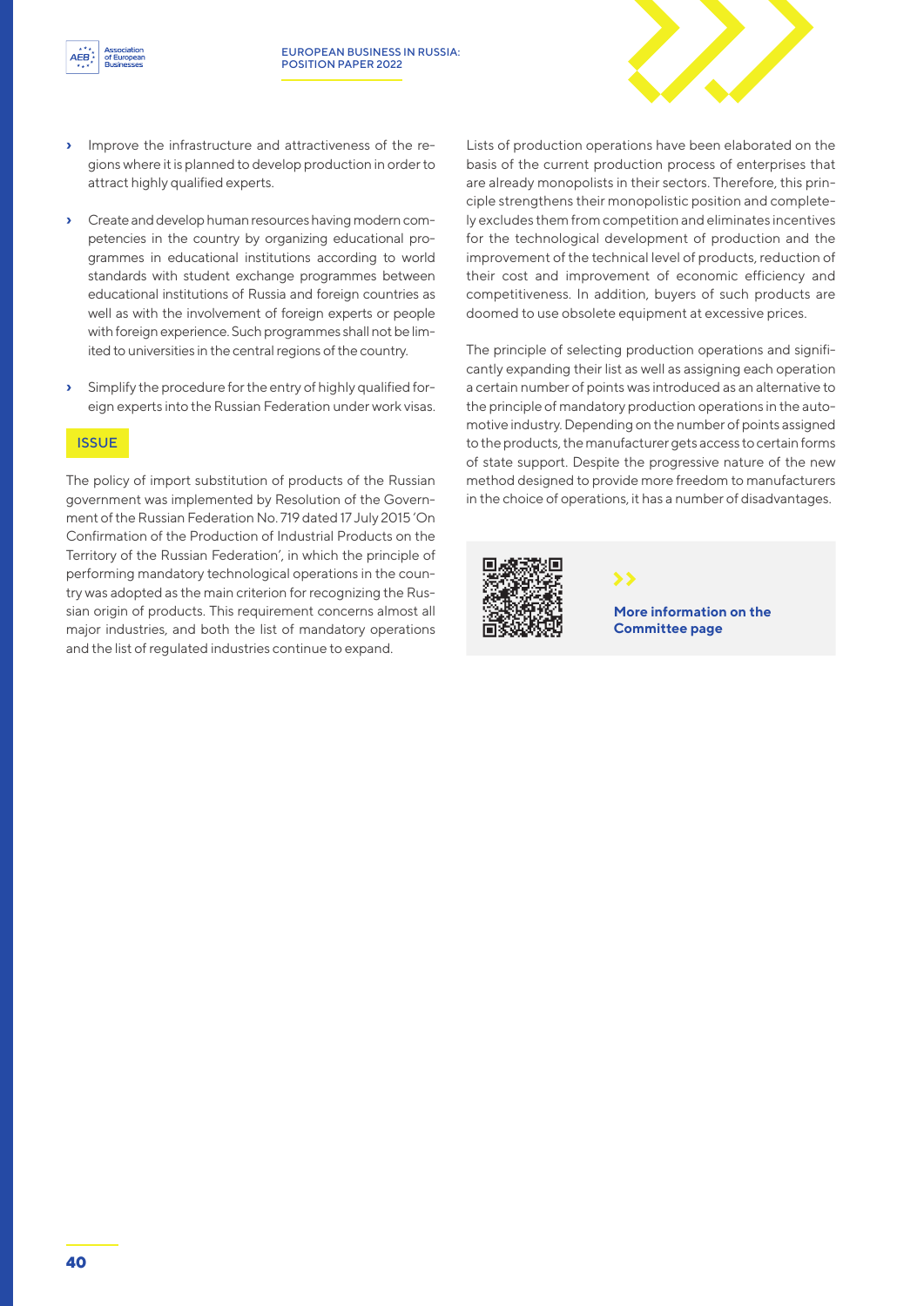- Improve the infrastructure and attractiveness of the regions where it is planned to develop production in order to attract highly qualified experts.
- Create and develop human resources having modern competencies in the country by organizing educational programmes in educational institutions according to world standards with student exchange programmes between educational institutions of Russia and foreign countries as well as with the involvement of foreign experts or people with foreign experience. Such programmes shall not be limited to universities in the central regions of the country.
- Simplify the procedure for the entry of highly qualified foreign experts into the Russian Federation under work visas.

## ISSUE

The policy of import substitution of products of the Russian government was implemented by Resolution of the Government of the Russian Federation No. 719 dated 17 July 2015 'On Confirmation of the Production of Industrial Products on the Territory of the Russian Federation', in which the principle of performing mandatory technological operations in the country was adopted as the main criterion for recognizing the Russian origin of products. This requirement concerns almost all major industries, and both the list of mandatory operations and the list of regulated industries continue to expand.

Lists of production operations have been elaborated on the basis of the current production process of enterprises that are already monopolists in their sectors. Therefore, this principle strengthens their monopolistic position and completely excludes them from competition and eliminates incentives for the technological development of production and the improvement of the technical level of products, reduction of their cost and improvement of economic efficiency and competitiveness. In addition, buyers of such products are doomed to use obsolete equipment at excessive prices.

The principle of selecting production operations and significantly expanding their list as well as assigning each operation a certain number of points was introduced as an alternative to the principle of mandatory production operations in the automotive industry. Depending on the number of points assigned to the products, the manufacturer gets access to certain forms of state support. Despite the progressive nature of the new method designed to provide more freedom to manufacturers in the choice of operations, it has a number of disadvantages.

**More information on the Committee page**